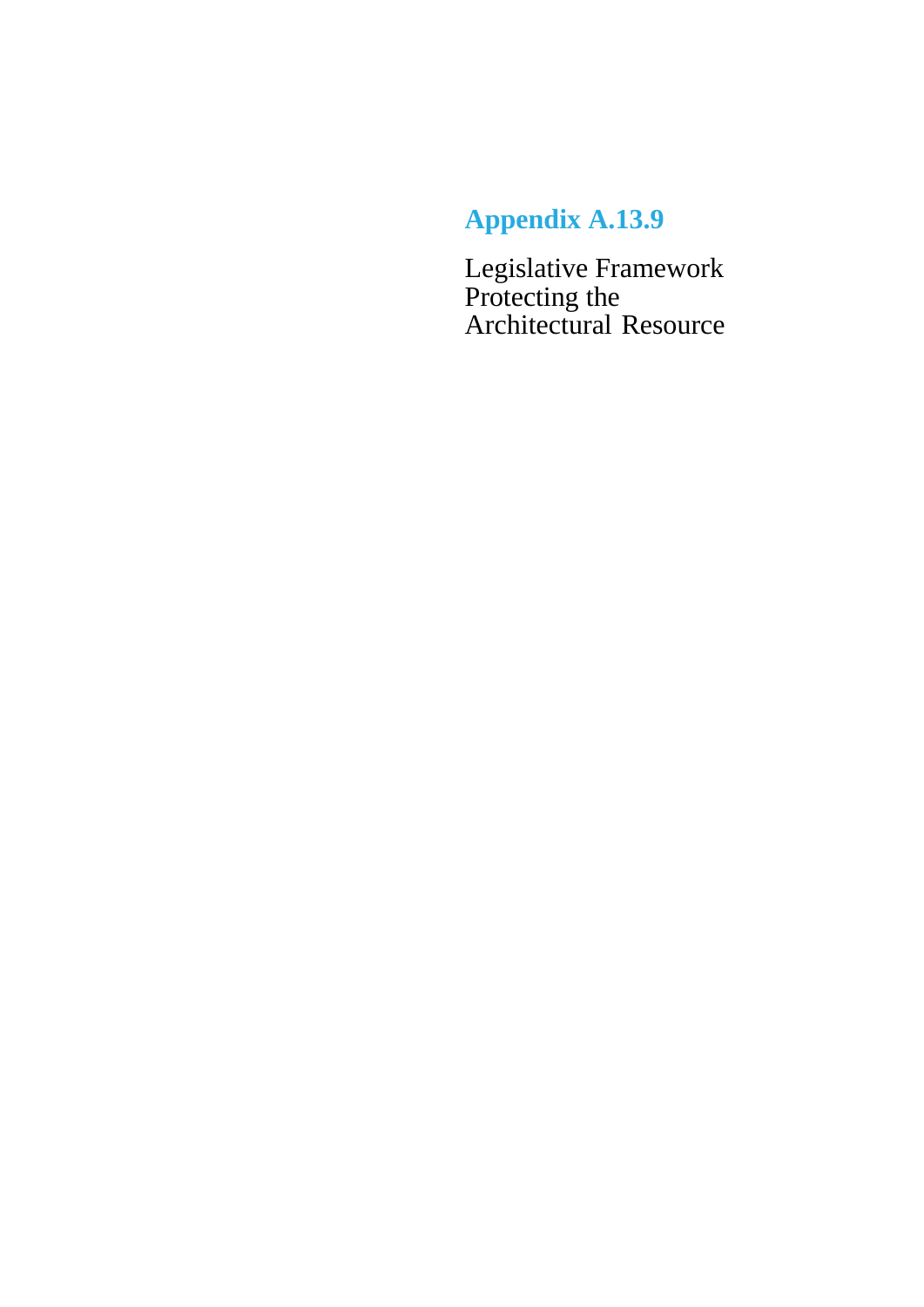# Appendix A.13.9

Legislative Framework Protecting the Architectural Resource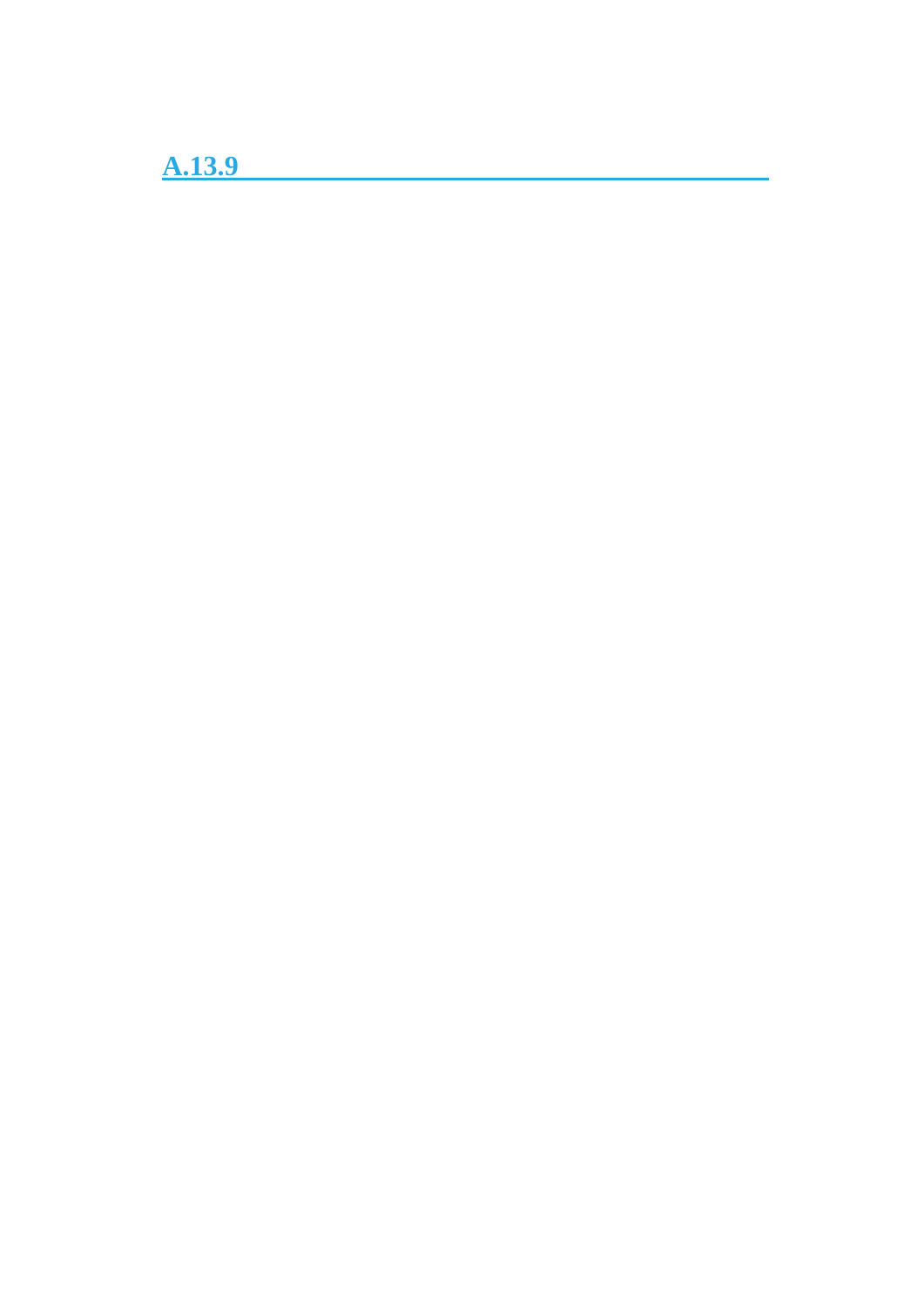## A.13.9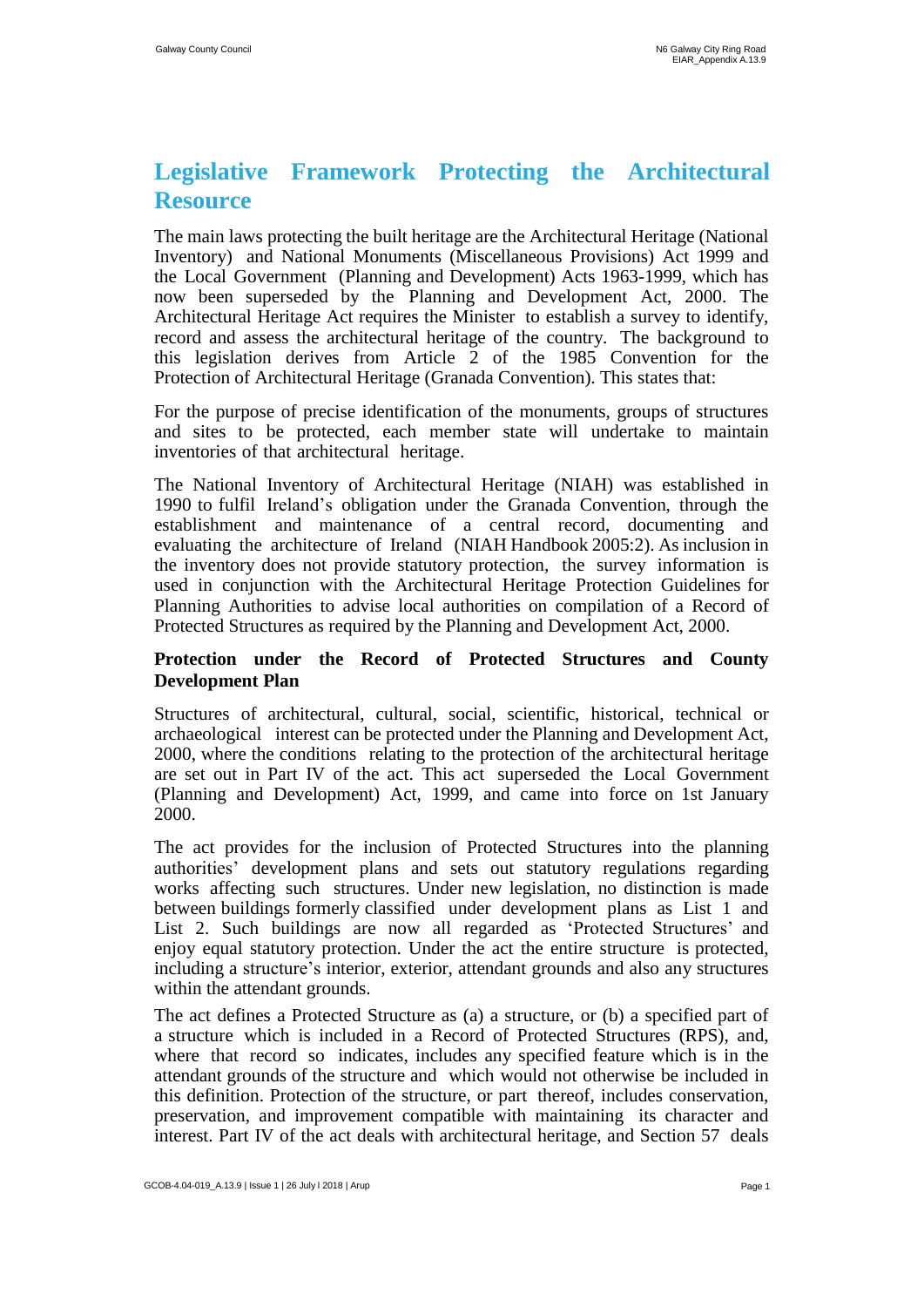# Legislative Framework Protecting the Architectural Resource

The main laws protecting the built heritage are the Architectural Heritage (National Inventory) and National Monuments (Miscellaneous Provisions) Act 1999 and the Local Government (Planning and Development) Acts 1963-1999, which has now been superseded by the Planning and Development Act, 2000. The Architectural Heritage Act requires the Minister to establish a survey to identify, record and assess the architectural heritage of the country. The background to this legislation derives from Article 2 of the 1985 Convention for the Protection of Architectural Heritage (Granada Convention). This states that:

For the purpose of precise identification of the monuments, groups of structures and sites to be protected, each member state will undertake to maintain inventories of that architectural heritage.

The National Inventory of Architectural Heritage (NIAH) was established in 1990 to fulfil Ireland's obligation under the Granada Convention, through the establishment and maintenance of a central record, documenting and evaluating the architecture of Ireland (NIAH Handbook 2005:2). As inclusion in the inventory does not provide statutory protection, the survey information is used in conjunction with the Architectural Heritage Protection Guidelines for Planning Authorities to advise local authorities on compilation of a Record of Protected Structures as required by the Planning and Development Act, 2000.

### Protection under the Record of Protected Structures and County Development Plan

Structures of architectural, cultural, social, scientific, historical, technical or archaeological interest can be protected under the Planning and Development Act, 2000, where the conditions relating to the protection of the architectural heritage are set out in Part IV of the act. This act superseded the Local Government (Planning and Development) Act, 1999, and came into force on 1st January 2000.

The act provides for the inclusion of Protected Structures into the planning authorities' development plans and sets out statutory regulations regarding works affecting such structures. Under new legislation, no distinction is made between buildings formerly classified under development plans as List 1 and List 2. Such buildings are now all regarded as 'Protected Structures' and enjoy equal statutory protection. Under the act the entire structure is protected, including a structure's interior, exterior, attendant grounds and also any structures within the attendant grounds.

The act defines a Protected Structure as (a) a structure, or (b) a specified part of a structure which is included in a Record of Protected Structures (RPS), and, where that record so indicates, includes any specified feature which is in the attendant grounds of the structure and which would not otherwise be included in this definition. Protection of the structure, or part thereof, includes conservation, preservation, and improvement compatible with maintaining its character and interest. Part IV of the act deals with architectural heritage, and Section 57 deals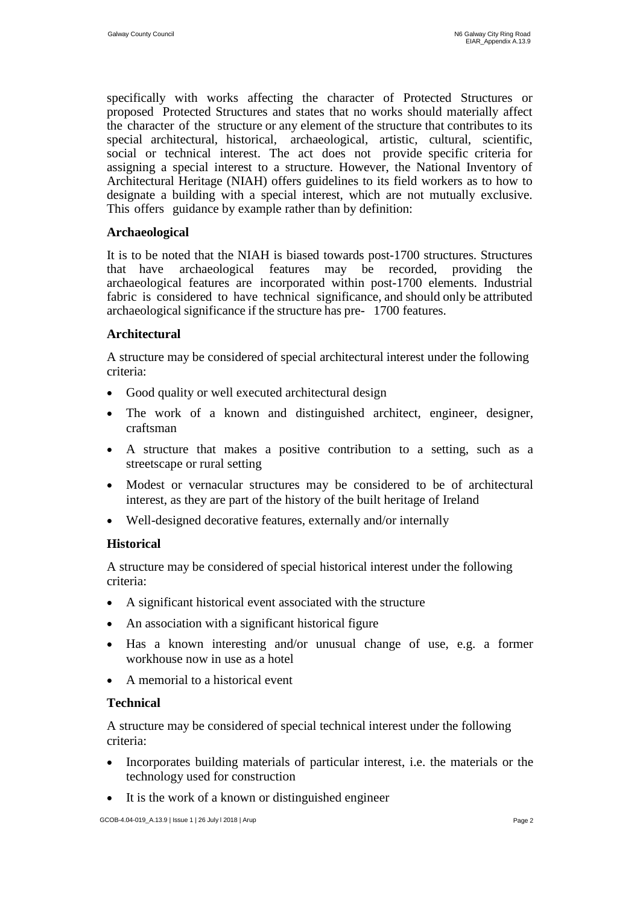specifically with works affecting the character of Protected Structures or proposed Protected Structures and states that no works should materially affect the character of the structure or any element of the structure that contributes to its special architectural, historical, archaeological, artistic, cultural, scientific, social or technical interest. The act does not provide specific criteria for assigning a special interest to a structure. However, the National Inventory of Architectural Heritage (NIAH) offers guidelines to its field workers as to how to designate a building with a special interest, which are not mutually exclusive. This offers guidance by example rather than by definition:

### Archaeological

It is to be noted that the NIAH is biased towards post-1700 structures. Structures that have archaeological features may be recorded, providing the archaeological features are incorporated within post-1700 elements. Industrial fabric is considered to have technical significance, and should only be attributed archaeological significance if the structure has pre- 1700 features.

### Architectural

A structure may be considered of special architectural interest under the following criteria:

- Good quality or well executed architectural design
- The work of a known and distinguished architect, engineer, designer, craftsman
- A structure that makes a positive contribution to a setting, such as a streetscape or rural setting
- Modest or vernacular structures may be considered to be of architectural interest, as they are part of the history of the built heritage of Ireland
- Well-designed decorative features, externally and/or internally

### Historical

A structure may be considered of special historical interest under the following criteria:

- A significant historical event associated with the structure
- An association with a significant historical figure
- Has a known interesting and/or unusual change of use, e.g. a former workhouse now in use as a hotel
- A memorial to a historical event

### Technical

A structure may be considered of special technical interest under the following criteria:

- Incorporates building materials of particular interest, i.e. the materials or the technology used for construction
- It is the work of a known or distinguished engineer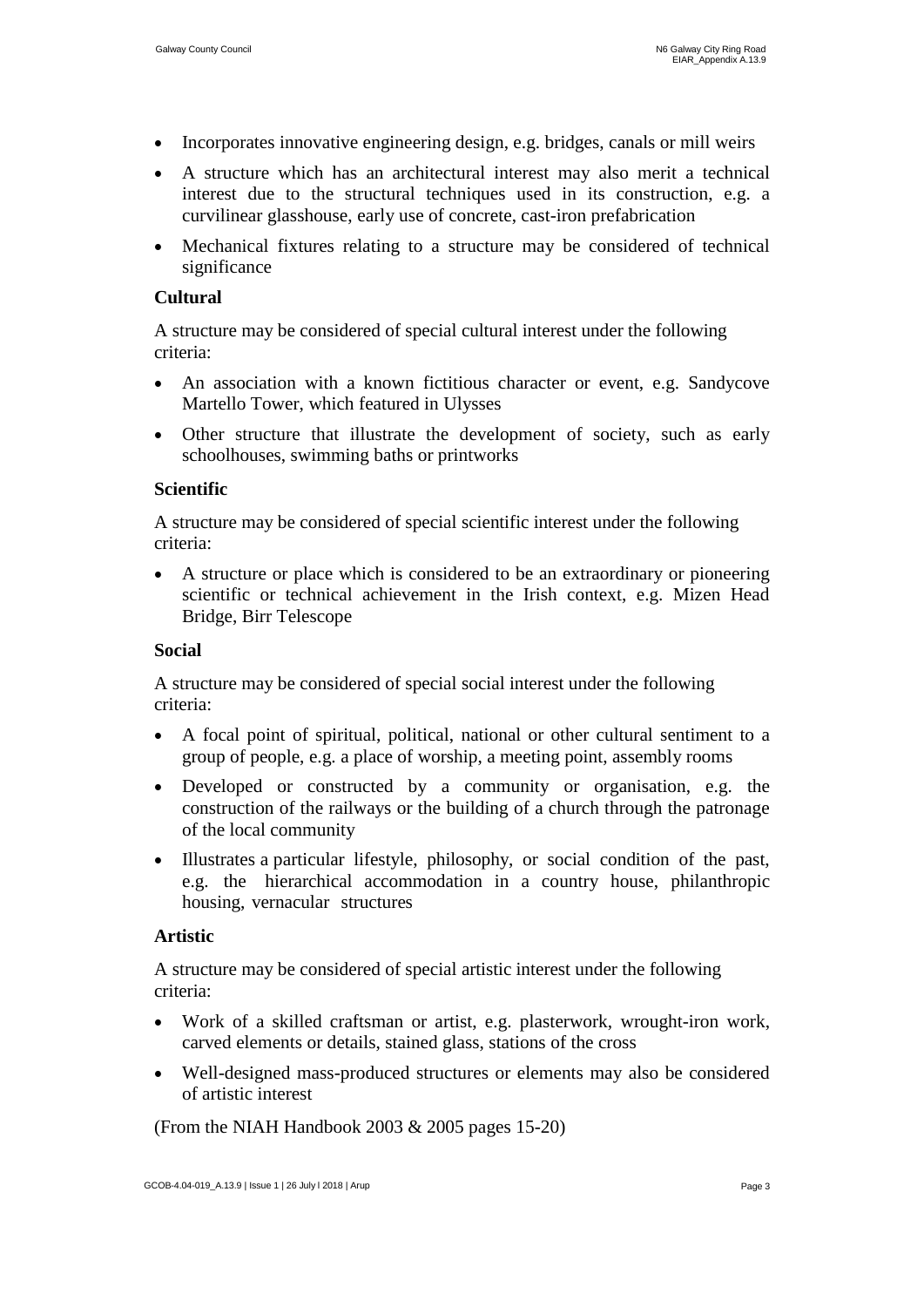- Incorporates innovative engineering design, e.g. bridges, canals or mill weirs
- A structure which has an architectural interest may also merit a technical interest due to the structural techniques used in its construction, e.g. a curvilinear glasshouse, early use of concrete, cast-iron prefabrication
- Mechanical fixtures relating to a structure may be considered of technical significance

**Cultural**

A structure may be considered of special cultural interest under the following criteria:

- An association with a known fictitious character or event, e.g. Sandycove Martello Tower, which featured in Ulysses
- Other structure that illustrate the development of society, such as early schoolhouses, swimming baths or printworks

**Scientific**

A structure may be considered of special scientific interest under the following criteria:

- A structure or place which is considered to be an extraordinary or pioneering scientific or technical achievement in the Irish context, e.g. Mizen Head Bridge, Birr Telescope

**Social**

A structure may be considered of special social interest under the following criteria:

- A focal point of spiritual, political, national or other cultural sentiment to a group of people, e.g. a place of worship, a meeting point, assembly rooms
- Developed or constructed by a community or organisation, e.g. the construction of the railways or the building of a church through the patronage of the local community
- Illustrates a particular lifestyle, philosophy, or social condition of the past, e.g. the hierarchical accommodation in a country house, philanthropic housing, vernacular structures

**Artistic**

A structure may be considered of special artistic interest under the following criteria:

- Work of a skilled craftsman or artist, e.g. plasterwork, wrought-iron work, carved elements or details, stained glass, stations of the cross
- Well-designed mass-produced structures or elements may also be considered of artistic interest

(From the NIAH Handbook 2003 & 2005 pages 15-20)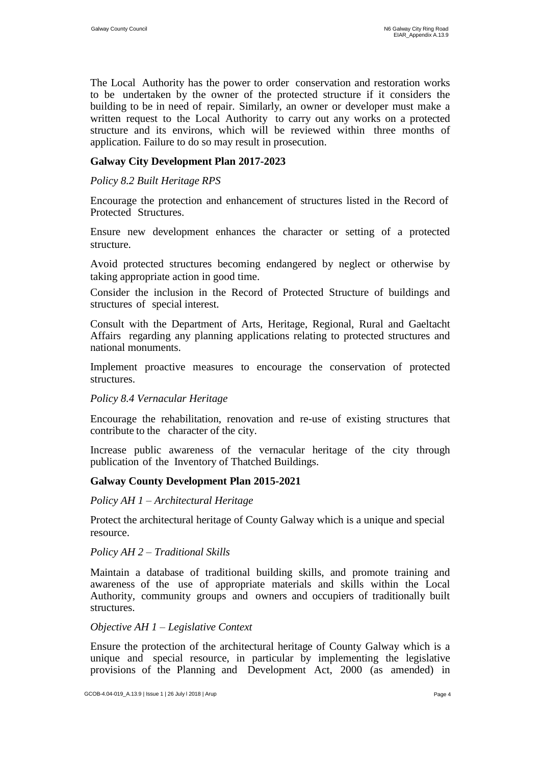The Local Authority has the power to order conservation and restoration works to be undertaken by the owner of the protected structure if it considers the building to be in need of repair. Similarly, an owner or developer must make a written request to the Local Authority to carry out any works on a protected structure and its environs, which will be reviewed within three months of application. Failure to do so may result in prosecution.

**Galway City Development Plan 2017-2023**

*Policy 8.2 Built Heritage RPS*

Encourage the protection and enhancement of structures listed in the Record of Protected Structures.

Ensure new development enhances the character or setting of a protected structure.

Avoid protected structures becoming endangered by neglect or otherwise by taking appropriate action in good time.

Consider the inclusion in the Record of Protected Structure of buildings and structures of special interest.

Consult with the Department of Arts, Heritage, Regional, Rural and Gaeltacht Affairs regarding any planning applications relating to protected structures and national monuments.

Implement proactive measures to encourage the conservation of protected structures.

*Policy 8.4 Vernacular Heritage*

Encourage the rehabilitation, renovation and re-use of existing structures that contribute to the character of the city.

Increase public awareness of the vernacular heritage of the city through publication of the Inventory of Thatched Buildings.

**Galway County Development Plan 2015-2021**

*Policy AH 1 – Architectural Heritage*

Protect the architectural heritage of County Galway which is a unique and special resource.

*Policy AH 2 – Traditional Skills*

Maintain a database of traditional building skills, and promote training and awareness of the use of appropriate materials and skills within the Local Authority, community groups and owners and occupiers of traditionally built structures.

*Objective AH 1 – Legislative Context*

Ensure the protection of the architectural heritage of County Galway which is a unique and special resource, in particular by implementing the legislative provisions of the Planning and Development Act, 2000 (as amended) in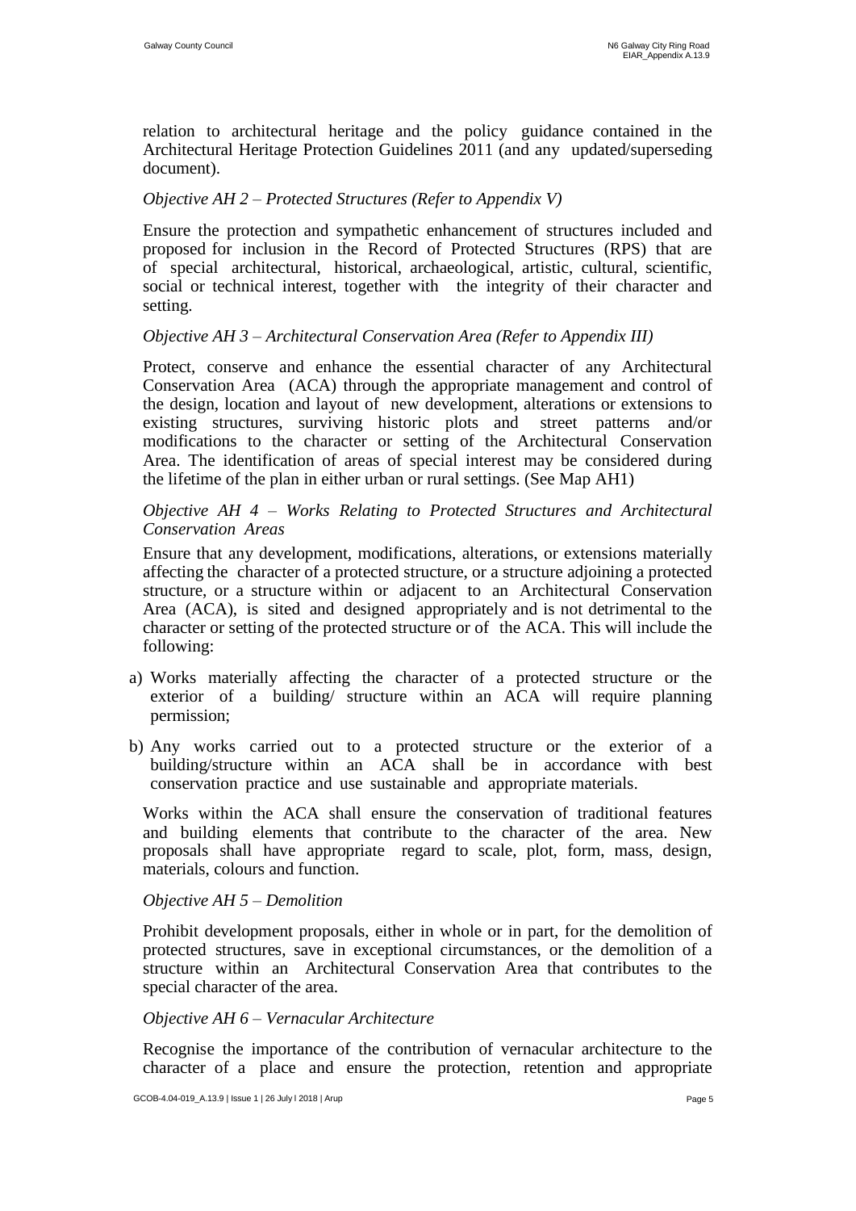relation to architectural heritage and the policy guidance contained in the Architectural Heritage Protection Guidelines 2011 (and any updated/superseding document).

*Objective AH 2 – Protected Structures (Refer to Appendix V)*

Ensure the protection and sympathetic enhancement of structures included and proposed for inclusion in the Record of Protected Structures (RPS) that are of special architectural, historical, archaeological, artistic, cultural, scientific, social or technical interest, together with the integrity of their character and setting.

*Objective AH 3 – Architectural Conservation Area (Refer to Appendix III)*

Protect, conserve and enhance the essential character of any Architectural Conservation Area (ACA) through the appropriate management and control of the design, location and layout of new development, alterations or extensions to existing structures, surviving historic plots and street patterns and/or modifications to the character or setting of the Architectural Conservation Area. The identification of areas of special interest may be considered during the lifetime of the plan in either urban or rural settings. (See Map AH1)

*Objective AH 4 – Works Relating to Protected Structures and Architectural Conservation Areas*

Ensure that any development, modifications, alterations, or extensions materially affecting the character of a protected structure, or a structure adjoining a protected structure, or a structure within or adjacent to an Architectural Conservation Area (ACA), is sited and designed appropriately and is not detrimental to the character or setting of the protected structure or of the ACA. This will include the following:

a) Works materially affecting the character of a protected structure or the exterior of a building/ structure within an ACA will require planning permission;
b) Any works carried out to a protected structure or the exterior of a building/structure within an ACA shall be in accordance with best conservation practice and use sustainable and appropriate materials.

Works within the ACA shall ensure the conservation of traditional features and building elements that contribute to the character of the area. New proposals shall have appropriate regard to scale, plot, form, mass, design, materials, colours and function.

*Objective AH 5 – Demolition*

Prohibit development proposals, either in whole or in part, for the demolition of protected structures, save in exceptional circumstances, or the demolition of a structure within an Architectural Conservation Area that contributes to the special character of the area.

*Objective AH 6 – Vernacular Architecture*

Recognise the importance of the contribution of vernacular architecture to the character of a place and ensure the protection, retention and appropriate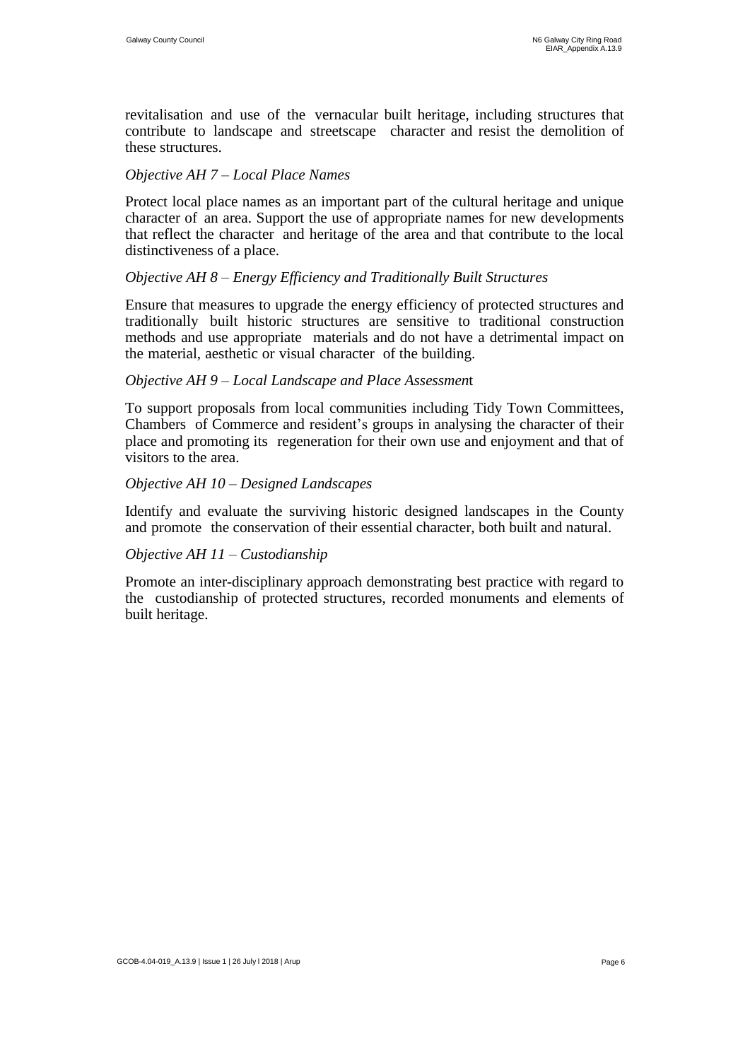revitalisation and use of the vernacular built heritage, including structures that contribute to landscape and streetscape character and resist the demolition of these structures.

*Objective AH 7 – Local Place Names*

Protect local place names as an important part of the cultural heritage and unique character of an area. Support the use of appropriate names for new developments that reflect the character and heritage of the area and that contribute to the local distinctiveness of a place.

*Objective AH 8 – Energy Efficiency and Traditionally Built Structures*

Ensure that measures to upgrade the energy efficiency of protected structures and traditionally built historic structures are sensitive to traditional construction methods and use appropriate materials and do not have a detrimental impact on the material, aesthetic or visual character of the building.

*Objective AH 9 – Local Landscape and Place Assessmen*t

To support proposals from local communities including Tidy Town Committees, Chambers of Commerce and resident's groups in analysing the character of their place and promoting its regeneration for their own use and enjoyment and that of visitors to the area.

*Objective AH 10 – Designed Landscapes*

Identify and evaluate the surviving historic designed landscapes in the County and promote the conservation of their essential character, both built and natural.

*Objective AH 11 – Custodianship*

Promote an inter-disciplinary approach demonstrating best practice with regard to the custodianship of protected structures, recorded monuments and elements of built heritage.